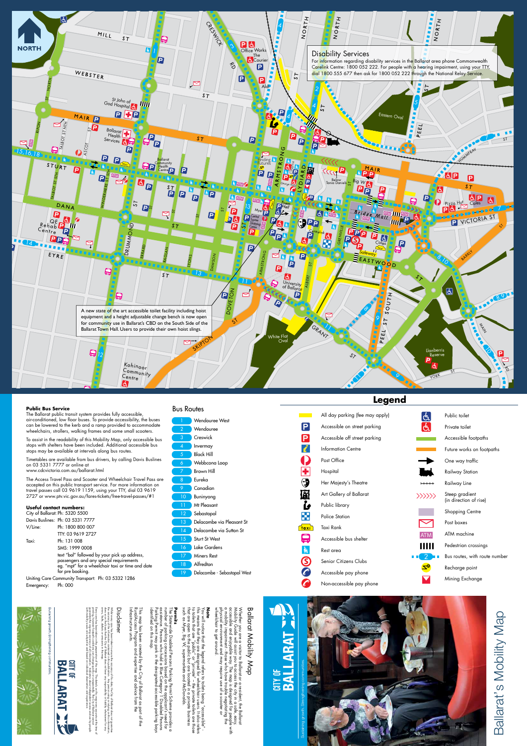## Disability Services

For information regarding disability services in the Ballarat area phone Commonwealth Carelink Centre: 1800 052 222. For people with a hearing impairment, using your TTY, dial 1800 555 677 then ask for 1800 052 222 through the National Relay Service.

A new state of the art accessible toilet facility including hoist equipment and a height adjustable change bench is now open for community use in Ballarat's CBD on the South Side of the Ballarat Town Hall. Users to provide their own hoist slings.

### Public Bus Service

The Ballarat public transit system provides fully accessible, air-conditioned, low floor buses. To provide accessibility, the buses can be lowered to the kerb and a ramp provided to accommodate wheelchairs, strollers, walking frames and some small scooters.

To assist in the readability of this Mobility Map, only accessible bus stops with shelters have been included. Additional accessible bus stops may be available at intervals along bus routes.

Timetables are available from bus drivers, by calling Davis Buslines on 03 5331 7777 or online at www.cdcvictoria.com.au/ballarat.html

The Access Travel Pass and Scooter and Wheelchair Travel Pass are accepted on this public transport service. For more information on travel passes call 03 9619 1159, using your TTY, dial 03 9619 2727 or www.ptv.vic.gov.au/fares-tickets/free-travel-passes/#1

### Useful contact numbers:

City of Ballarat: Ph: 5320 5500
Davis Buslines: Ph: 03 5331 7777
V/Line: Ph: 1800 800 007
TTY: 03 9619 2727
Taxi: Ph: 131 008
SMS: 1999 0008
text "bal" followed by your pick up address, passengers and any special requirements eg. "mpt" for a wheelchair taxi or time and date for pre booking.
Uniting Care Community Transport: Ph: 03 5332 1286
Emergency: Ph: 000

### Bus Routes

| Route | Name |
|---|---|
| 1 | Wendouree West |
| 2 | Wendouree |
| 3 | Creswick |
| 4 | Invermay |
| 5 | Black Hill |
| 6 | Webbcona Loop |
| 7 | Brown Hill |
| 8 | Eureka |
| 9 | Canadian |
| 10 | Buninyong |
| 11 | Mt Pleasant |
| 12 | Sebastopol |
| 13 | Delacombe via Pleasant St |
| 14 | Delacombe via Sutton St |
| 15 | Sturt St West |
| 16 | Lake Gardens |
| 17 | Miners Rest |
| 18 | Alfredton |
| 19 | Delacombe - Sebastopol West |

## Legend

- All day parking (fee may apply)
- Accessible on street parking
- Accessible off street parking
- Information Centre
- Post Office
- Hospital
- Her Majesty's Theatre
- Art Gallery of Ballarat
- Public library
- Police Station
- Taxi Rank
- Accessible bus shelter
- Rest area
- Senior Citizens Clubs
- Accessible pay phone
- Non-accessible pay phone
- Public toilet
- Private toilet
- Accessible footpaths
- Future works on footpaths
- One way traffic
- Railway Station
- Railway Line
- Steep gradient (in direction of rise)
- Shopping Centre
- Post boxes
- ATM machine
- Pedestrian crossings
- Bus routes, with route number
- Recharge point
- Mining Exchange

# Ballarat's Mobility Map

## Ballarat Mobility Map

Whether you are a visitor to Ballarat or a resident, the Ballarat Mobility Map will help guide you through the city in a safe, accessible and enjoyable way. The map is designed for people with a mobility impairment - those who have trouble negotiating the physical environment and may require use of a scooter or wheelchair to get around.

### Note

You will notice that the legend refers to toilets being "accessible" - this means that they are designed for wheelchair users. It also refers to toilets as being "private" - these are toilets that are accessible, that are open to the public but are located in a private business such as Myer, Big W, supermarkets and McDonalds.

### Permits

The Statewide Disabled Persons Parking Permit Scheme provides a number of parking concessions based on the applicant's need for assistance. Persons who hold a Blue Category / Disabled Persons Parking Permit may park in the designated accessible parking bays identified on this map.

This map has been created by the City of Ballarat as part of the RuralAccess Program and expertise and advice from the Infrastructure units.

## Disclaimer

Sustaining growth. Strengthening communities.

CITY OF BALLARAT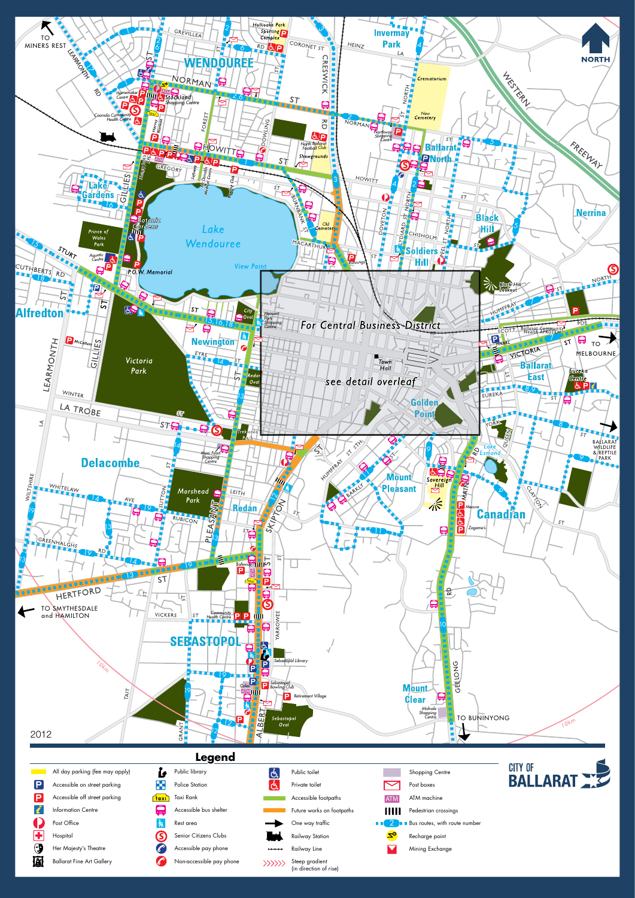NORTH

2012

For Central Business District

see detail overleaf

TO MINERS REST

TO MELBOURNE

BALLARAT WILDLIFE & REPTILE PARK

TO SMYTHESDALE and HAMILTON

TO BUNINYONG

WENDOUREE

Lake Wendouree

Lake Gardens

Alfredton

Newington

Victoria Park

Delacombe

Redan

SEBASTOPOL

Invermay Park

Ballarat North

Black Hill

Nerrina

Soldiers Hill

Ballarat East

Golden Point

Mount Pleasant

Canadian

Mount Clear

## Legend

| | |
|---|---|
| All day parking (fee may apply) | Public library |
| Accessible on street parking | Police Station |
| Accessible off street parking | Taxi Rank |
| Information Centre | Accessible bus shelter |
| Post Office | Rest area |
| Hospital | Senior Citizens Clubs |
| Her Majesty's Theatre | Accessible pay phone |
| Ballarat Fine Art Gallery | Non-accessible pay phone |
| Public toilet | Shopping Centre |
| Private toilet | Post boxes |
| Accessible footpaths | ATM machine |
| Future works on footpaths | Pedestrian crossings |
| One way traffic | Bus routes, with route number |
| Railway Station | Recharge point |
| Railway Line | Mining Exchange |
| Steep gradient (in direction of rise) | |

CITY OF BALLARAT